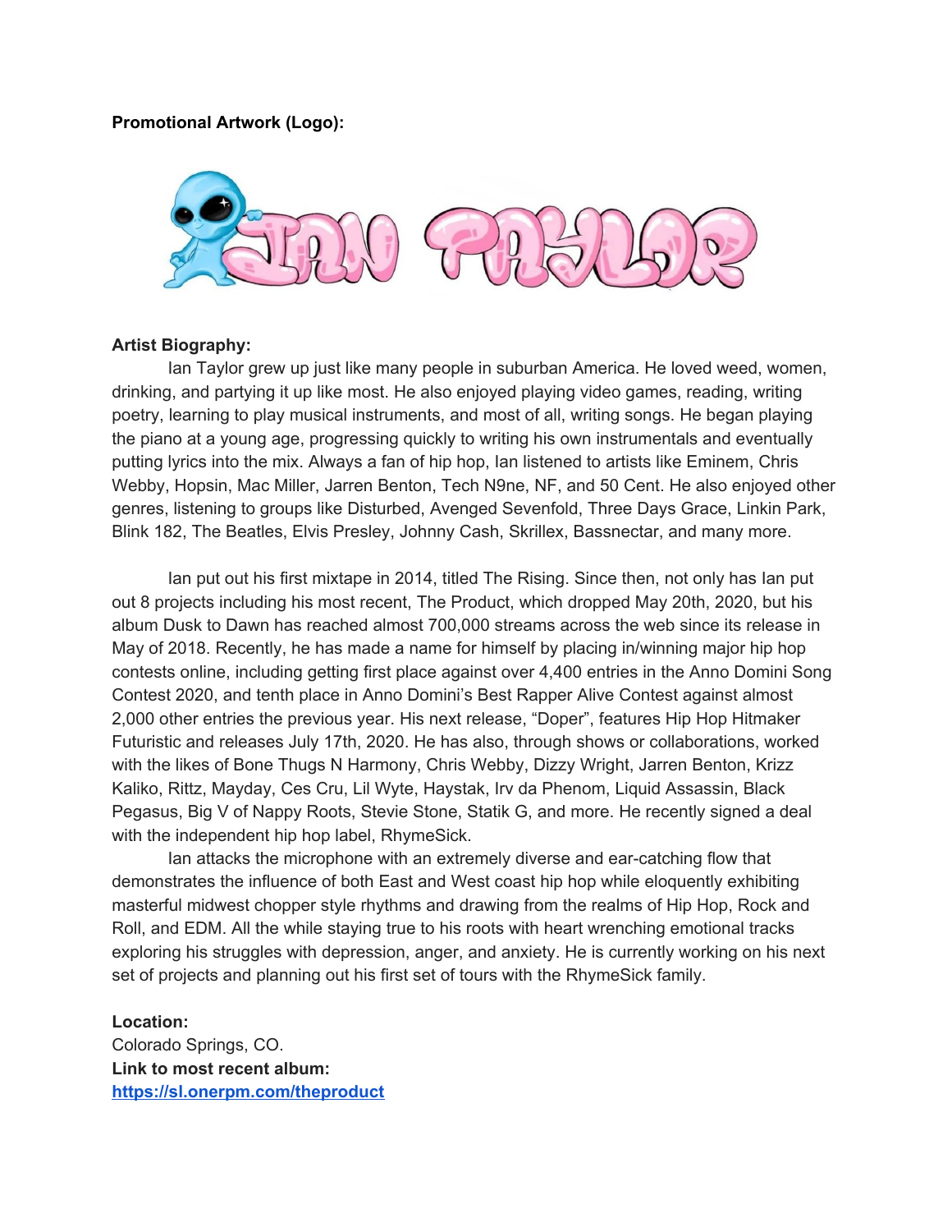**Promotional Artwork (Logo):**

**Artist Biography:**

Ian Taylor grew up just like many people in suburban America. He loved weed, women, drinking, and partying it up like most. He also enjoyed playing video games, reading, writing poetry, learning to play musical instruments, and most of all, writing songs. He began playing the piano at a young age, progressing quickly to writing his own instrumentals and eventually putting lyrics into the mix. Always a fan of hip hop, Ian listened to artists like Eminem, Chris Webby, Hopsin, Mac Miller, Jarren Benton, Tech N9ne, NF, and 50 Cent. He also enjoyed other genres, listening to groups like Disturbed, Avenged Sevenfold, Three Days Grace, Linkin Park, Blink 182, The Beatles, Elvis Presley, Johnny Cash, Skrillex, Bassnectar, and many more.

Ian put out his first mixtape in 2014, titled The Rising. Since then, not only has Ian put out 8 projects including his most recent, The Product, which dropped May 20th, 2020, but his album Dusk to Dawn has reached almost 700,000 streams across the web since its release in May of 2018. Recently, he has made a name for himself by placing in/winning major hip hop contests online, including getting first place against over 4,400 entries in the Anno Domini Song Contest 2020, and tenth place in Anno Domini's Best Rapper Alive Contest against almost 2,000 other entries the previous year. His next release, "Doper", features Hip Hop Hitmaker Futuristic and releases July 17th, 2020. He has also, through shows or collaborations, worked with the likes of Bone Thugs N Harmony, Chris Webby, Dizzy Wright, Jarren Benton, Krizz Kaliko, Rittz, Mayday, Ces Cru, Lil Wyte, Haystak, Irv da Phenom, Liquid Assassin, Black Pegasus, Big V of Nappy Roots, Stevie Stone, Statik G, and more. He recently signed a deal with the independent hip hop label, RhymeSick.

Ian attacks the microphone with an extremely diverse and ear-catching flow that demonstrates the influence of both East and West coast hip hop while eloquently exhibiting masterful midwest chopper style rhythms and drawing from the realms of Hip Hop, Rock and Roll, and EDM. All the while staying true to his roots with heart wrenching emotional tracks exploring his struggles with depression, anger, and anxiety. He is currently working on his next set of projects and planning out his first set of tours with the RhymeSick family.

**Location:**
Colorado Springs, CO.
**Link to most recent album:**
[https://sl.onerpm.com/theproduct](https://sl.onerpm.com/theproduct)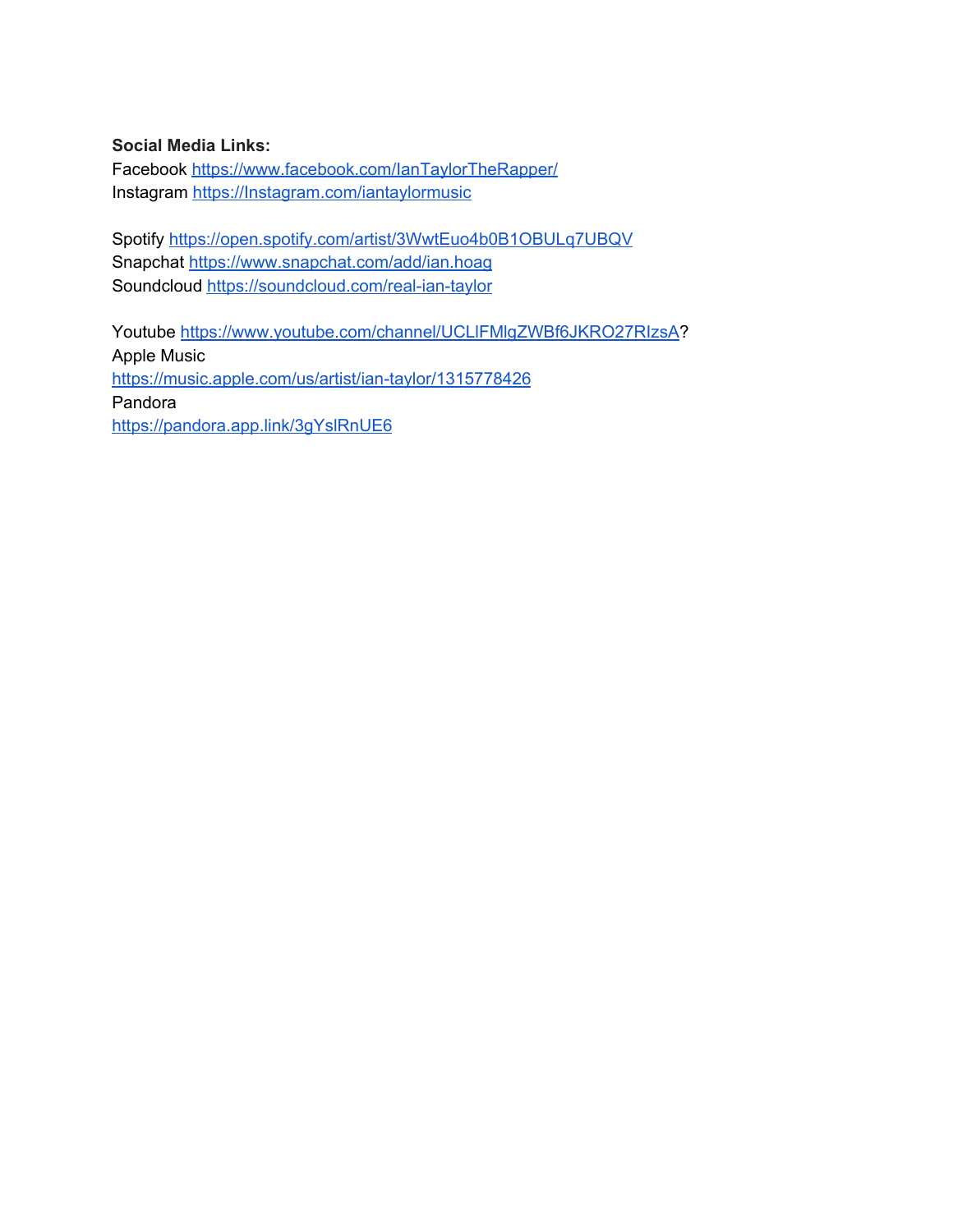**Social Media Links:**
Facebook https://www.facebook.com/IanTaylorTheRapper/
Instagram https://Instagram.com/iantaylormusic

Spotify https://open.spotify.com/artist/3WwtEuo4b0B1OBULq7UBQV
Snapchat https://www.snapchat.com/add/ian.hoag
Soundcloud https://soundcloud.com/real-ian-taylor

Youtube https://www.youtube.com/channel/UCLlFMlgZWBf6JKRO27RIzsA?
Apple Music
https://music.apple.com/us/artist/ian-taylor/1315778426
Pandora
https://pandora.app.link/3gYslRnUE6